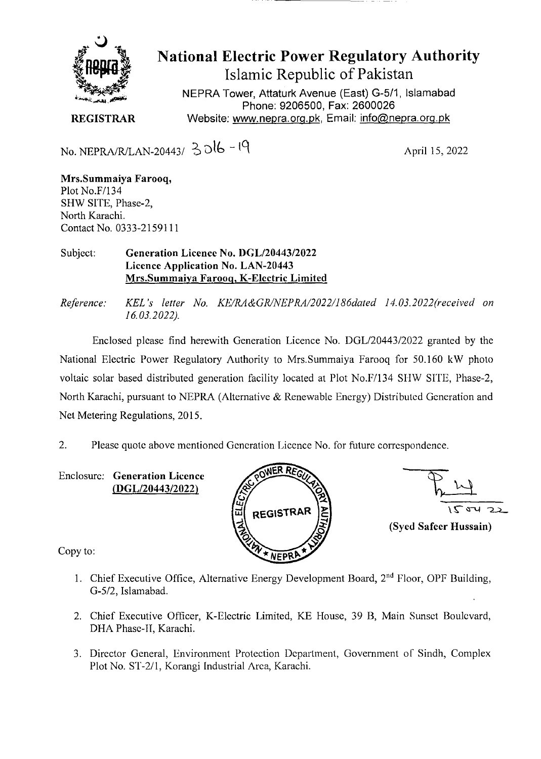# National Electric Power Regulatory Authority

Islamic Republic of Pakistan

NEPRA Tower, Attaturk Avenue (East) G-5/1, Islamabad
Phone: 9206500, Fax: 2600026
Website: www.nepra.org.pk, Email: info@nepra.org.pk

**REGISTRAR**

No. NEPRA/R/LAN-20443/ 3016 - 19

April 15, 2022

**Mrs.Summaiya Farooq,**
Plot No.F/134
SHW SITE, Phase-2,
North Karachi.
Contact No. 0333-2159111

Subject: **Generation Licence No. DGL/20443/2022**
**Licence Application No. LAN-20443**
**Mrs.Summaiya Farooq, K-Electric Limited**

*Reference: KEL's letter No. KE/RA&GR/NEPRA/2022/186dated 14.03.2022(received on 16.03.2022).*

Enclosed please find herewith Generation Licence No. DGL/20443/2022 granted by the National Electric Power Regulatory Authority to Mrs.Summaiya Farooq for 50.160 kW photo voltaic solar based distributed generation facility located at Plot No.F/134 SHW SITE, Phase-2, North Karachi, pursuant to NEPRA (Alternative & Renewable Energy) Distributed Generation and Net Metering Regulations, 2015.

2. Please quote above mentioned Generation Licence No. for future correspondence.

Enclosure: **Generation Licence (DGL/20443/2022)**

15-04-22

**(Syed Safeer Hussain)**

Copy to:

1. Chief Executive Office, Alternative Energy Development Board, 2nd Floor, OPF Building, G-5/2, Islamabad.
2. Chief Executive Officer, K-Electric Limited, KE House, 39 B, Main Sunset Boulevard, DHA Phase-II, Karachi.
3. Director General, Environment Protection Department, Government of Sindh, Complex Plot No. ST-2/1, Korangi Industrial Area, Karachi.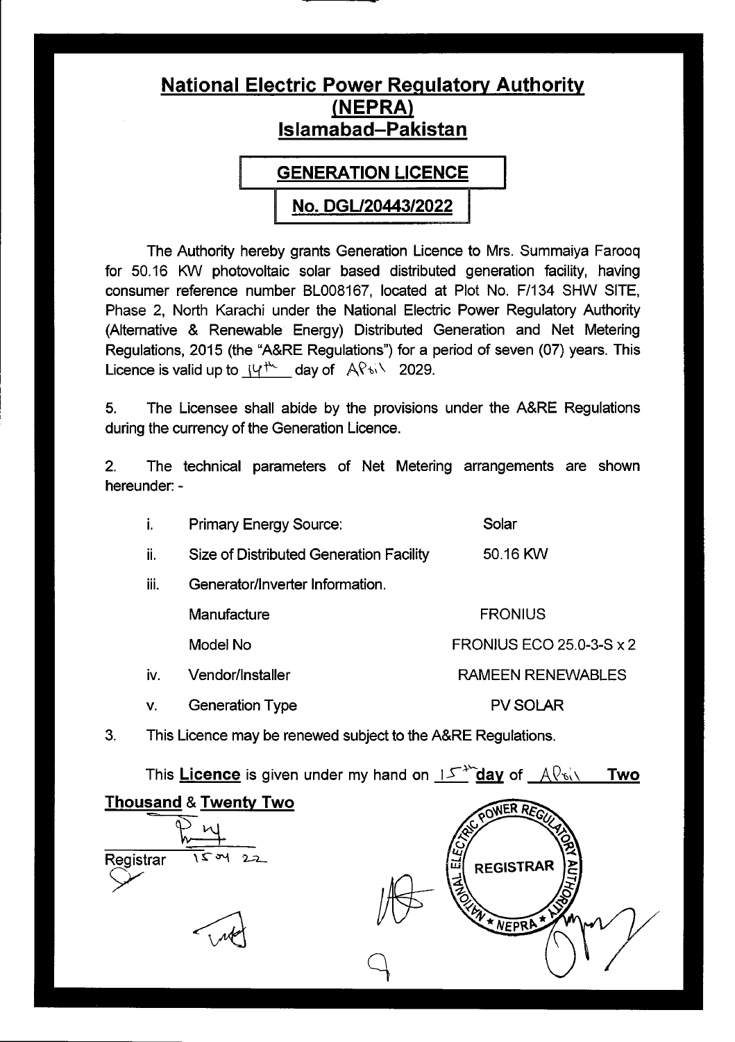# National Electric Power Regulatory Authority (NEPRA) Islamabad–Pakistan

## GENERATION LICENCE

## No. DGL/20443/2022

The Authority hereby grants Generation Licence to Mrs. Summaiya Farooq for 50.16 KW photovoltaic solar based distributed generation facility, having consumer reference number BL008167, located at Plot No. F/134 SHW SITE, Phase 2, North Karachi under the National Electric Power Regulatory Authority (Alternative & Renewable Energy) Distributed Generation and Net Metering Regulations, 2015 (the "A&RE Regulations") for a period of seven (07) years. This Licence is valid up to 14th day of April 2029.

5. The Licensee shall abide by the provisions under the A&RE Regulations during the currency of the Generation Licence.

2. The technical parameters of Net Metering arrangements are shown hereunder: -

| | | |
|---|---|---|
| i. | Primary Energy Source: | Solar |
| ii. | Size of Distributed Generation Facility | 50.16 KW |
| iii. | Generator/Inverter Information. | |
| | Manufacture | FRONIUS |
| | Model No | FRONIUS ECO 25.0-3-S x 2 |
| iv. | Vendor/Installer | RAMEEN RENEWABLES |
| v. | Generation Type | PV SOLAR |

3. This Licence may be renewed subject to the A&RE Regulations.

This **Licence** is given under my hand on 15th **day** of April **Two Thousand** & **Twenty Two**

Registrar 15 04 22

REGISTRAR
NATIONAL ELECTRIC POWER REGULATORY AUTHORITY
NEPRA